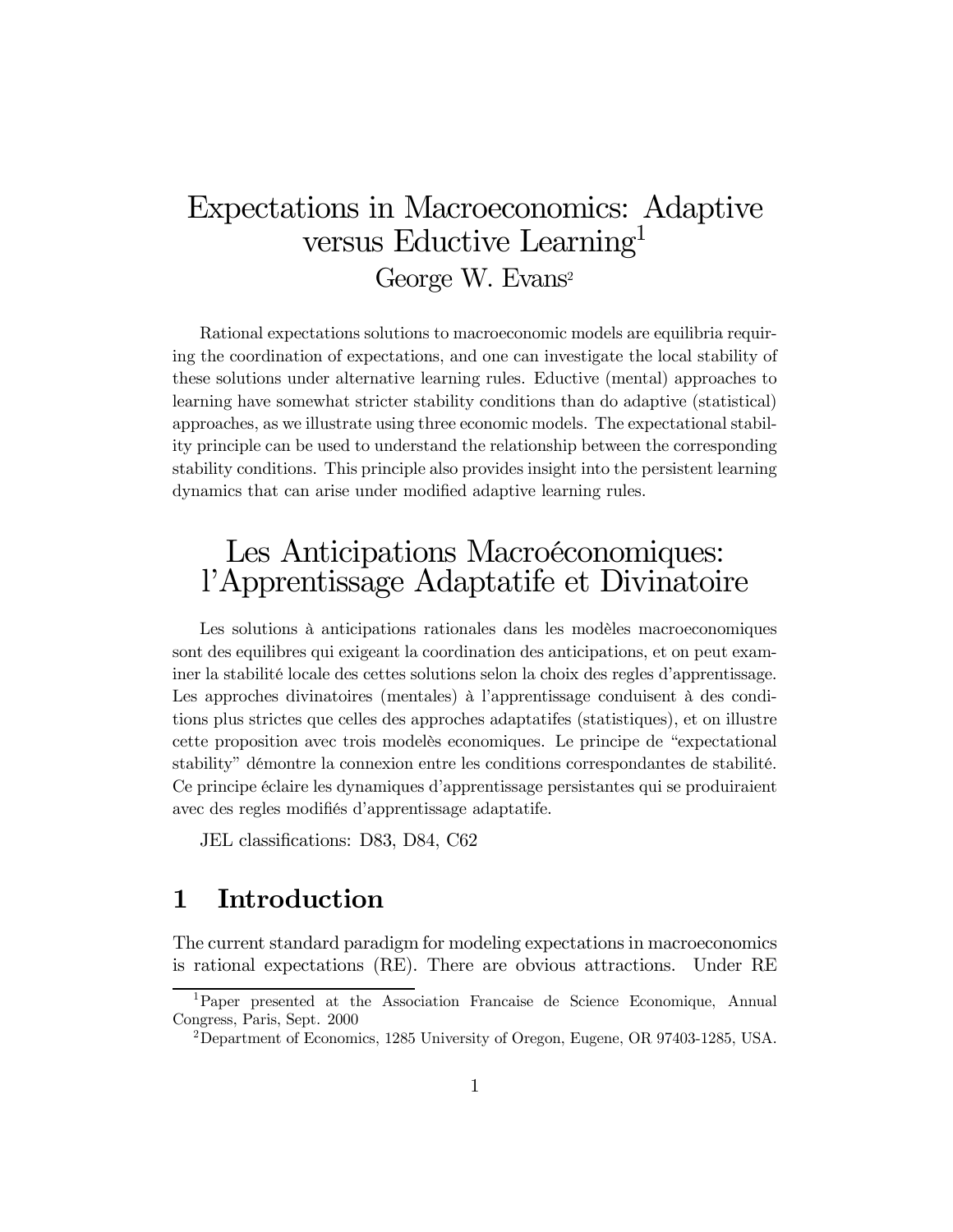# Expectations in Macroeconomics: Adaptive versus Eductive Learning[1]

George W. Evans[2]

Rational expectations solutions to macroeconomic models are equilibria requiring the coordination of expectations, and one can investigate the local stability of these solutions under alternative learning rules. Eductive (mental) approaches to learning have somewhat stricter stability conditions than do adaptive (statistical) approaches, as we illustrate using three economic models. The expectational stability principle can be used to understand the relationship between the corresponding stability conditions. This principle also provides insight into the persistent learning dynamics that can arise under modified adaptive learning rules.

# Les Anticipations Macroéconomiques: l'Apprentissage Adaptatife et Divinatoire

Les solutions à anticipations rationales dans les modèles macroeconomiques sont des equilibres qui exigeant la coordination des anticipations, et on peut examiner la stabilité locale des cettes solutions selon la choix des regles d'apprentissage. Les approches divinatoires (mentales) à l'apprentissage conduisent à des conditions plus strictes que celles des approches adaptatifes (statistiques), et on illustre cette proposition avec trois modelès economiques. Le principe de "expectational stability" démontre la connexion entre les conditions correspondantes de stabilité. Ce principe éclaire les dynamiques d'apprentissage persistantes qui se produiraient avec des regles modifiés d'apprentissage adaptatife.

JEL classifications: D83, D84, C62

## 1 Introduction

The current standard paradigm for modeling expectations in macroeconomics is rational expectations (RE). There are obvious attractions. Under RE

[1] Paper presented at the Association Francaise de Science Economique, Annual Congress, Paris, Sept. 2000

[2] Department of Economics, 1285 University of Oregon, Eugene, OR 97403-1285, USA.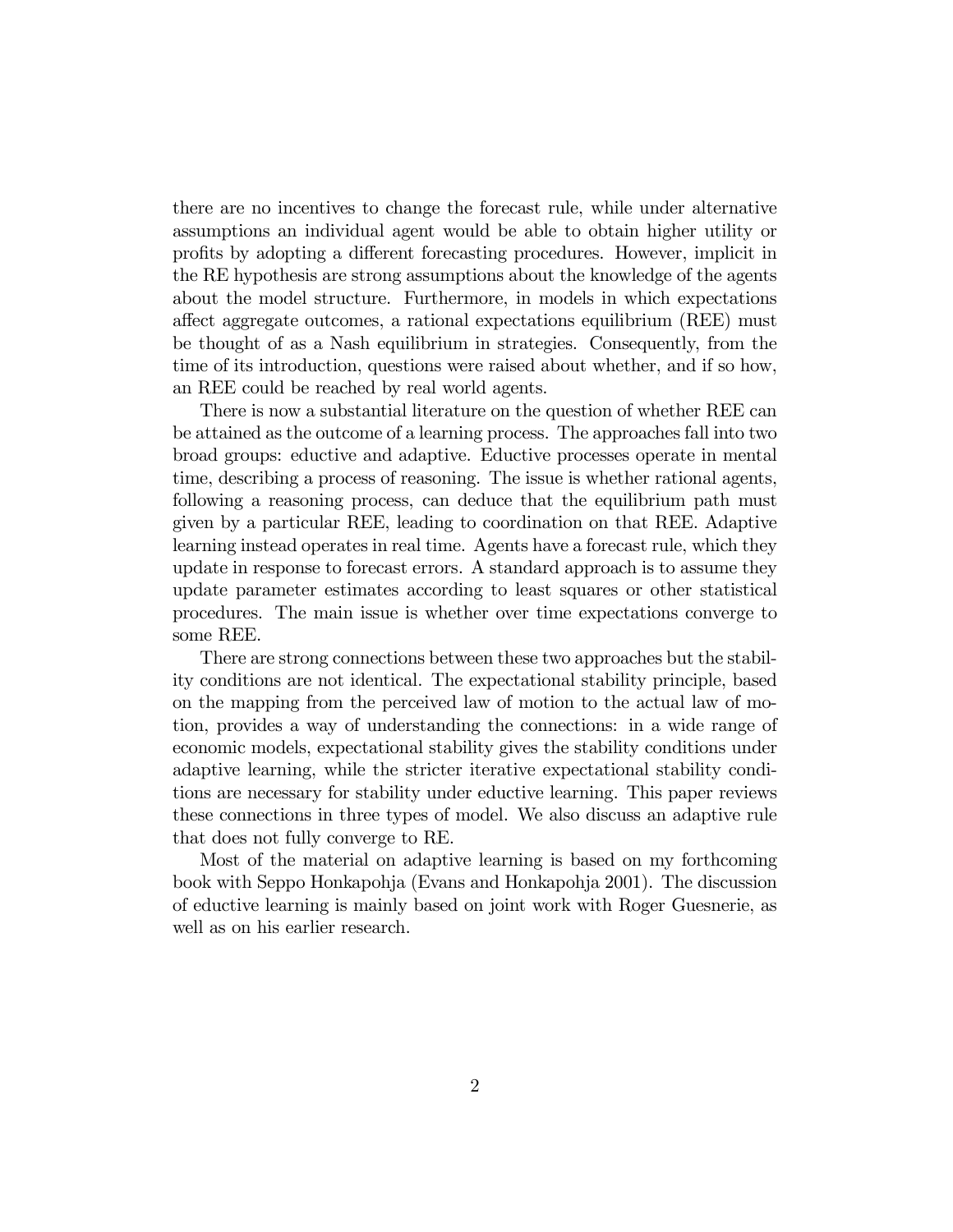there are no incentives to change the forecast rule, while under alternative assumptions an individual agent would be able to obtain higher utility or profits by adopting a different forecasting procedures. However, implicit in the RE hypothesis are strong assumptions about the knowledge of the agents about the model structure. Furthermore, in models in which expectations affect aggregate outcomes, a rational expectations equilibrium (REE) must be thought of as a Nash equilibrium in strategies. Consequently, from the time of its introduction, questions were raised about whether, and if so how, an REE could be reached by real world agents.

There is now a substantial literature on the question of whether REE can be attained as the outcome of a learning process. The approaches fall into two broad groups: eductive and adaptive. Eductive processes operate in mental time, describing a process of reasoning. The issue is whether rational agents, following a reasoning process, can deduce that the equilibrium path must given by a particular REE, leading to coordination on that REE. Adaptive learning instead operates in real time. Agents have a forecast rule, which they update in response to forecast errors. A standard approach is to assume they update parameter estimates according to least squares or other statistical procedures. The main issue is whether over time expectations converge to some REE.

There are strong connections between these two approaches but the stability conditions are not identical. The expectational stability principle, based on the mapping from the perceived law of motion to the actual law of motion, provides a way of understanding the connections: in a wide range of economic models, expectational stability gives the stability conditions under adaptive learning, while the stricter iterative expectational stability conditions are necessary for stability under eductive learning. This paper reviews these connections in three types of model. We also discuss an adaptive rule that does not fully converge to RE.

Most of the material on adaptive learning is based on my forthcoming book with Seppo Honkapohja (Evans and Honkapohja 2001). The discussion of eductive learning is mainly based on joint work with Roger Guesnerie, as well as on his earlier research.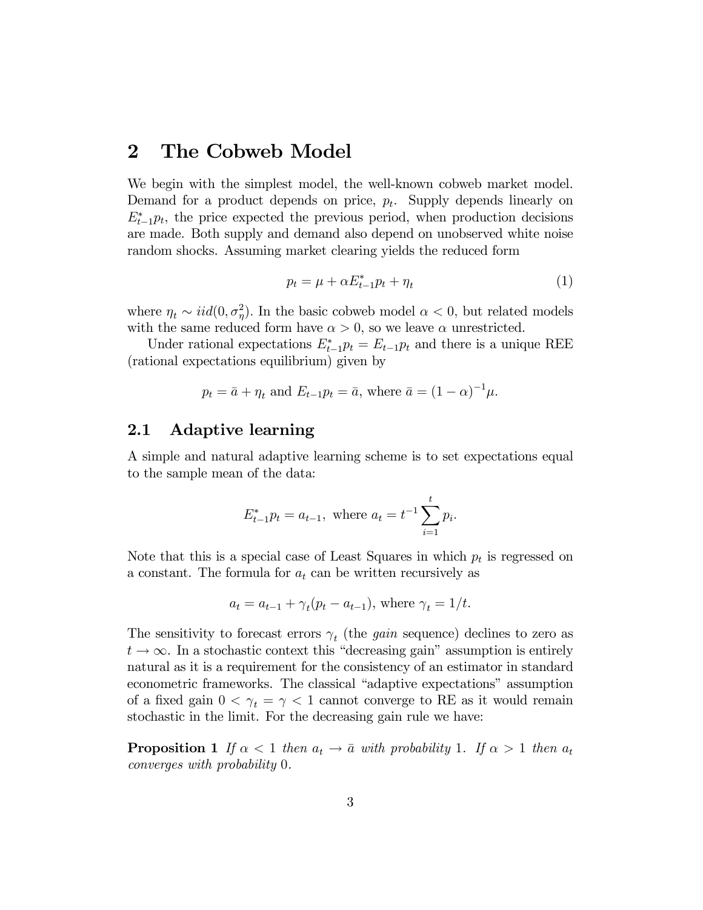## 2 The Cobweb Model

We begin with the simplest model, the well-known cobweb market model. Demand for a product depends on price, $p_t$. Supply depends linearly on $E^*_{t-1}p_t$, the price expected the previous period, when production decisions are made. Both supply and demand also depend on unobserved white noise random shocks. Assuming market clearing yields the reduced form

$$p_t = \mu + \alpha E^*_{t-1}p_t + \eta_t \tag{1}$$

where $\eta_t \sim iid(0, \sigma^2_\eta)$. In the basic cobweb model $\alpha < 0$, but related models with the same reduced form have $\alpha > 0$, so we leave $\alpha$ unrestricted.

Under rational expectations $E^*_{t-1}p_t = E_{t-1}p_t$ and there is a unique REE (rational expectations equilibrium) given by

$$p_t = \bar{a} + \eta_t \text{ and } E_{t-1}p_t = \bar{a}, \text{ where } \bar{a} = (1-\alpha)^{-1}\mu.$$

### 2.1 Adaptive learning

A simple and natural adaptive learning scheme is to set expectations equal to the sample mean of the data:

$$E^*_{t-1}p_t = a_{t-1}, \text{ where } a_t = t^{-1}\sum_{i=1}^{t} p_i.$$

Note that this is a special case of Least Squares in which $p_t$ is regressed on a constant. The formula for $a_t$ can be written recursively as

$$a_t = a_{t-1} + \gamma_t(p_t - a_{t-1}), \text{ where } \gamma_t = 1/t.$$

The sensitivity to forecast errors $\gamma_t$ (the *gain* sequence) declines to zero as $t \to \infty$. In a stochastic context this "decreasing gain" assumption is entirely natural as it is a requirement for the consistency of an estimator in standard econometric frameworks. The classical "adaptive expectations" assumption of a fixed gain $0 < \gamma_t = \gamma < 1$ cannot converge to RE as it would remain stochastic in the limit. For the decreasing gain rule we have:

**Proposition 1** *If $\alpha < 1$ then $a_t \to \bar{a}$ with probability* 1. *If $\alpha > 1$ then $a_t$ converges with probability* 0.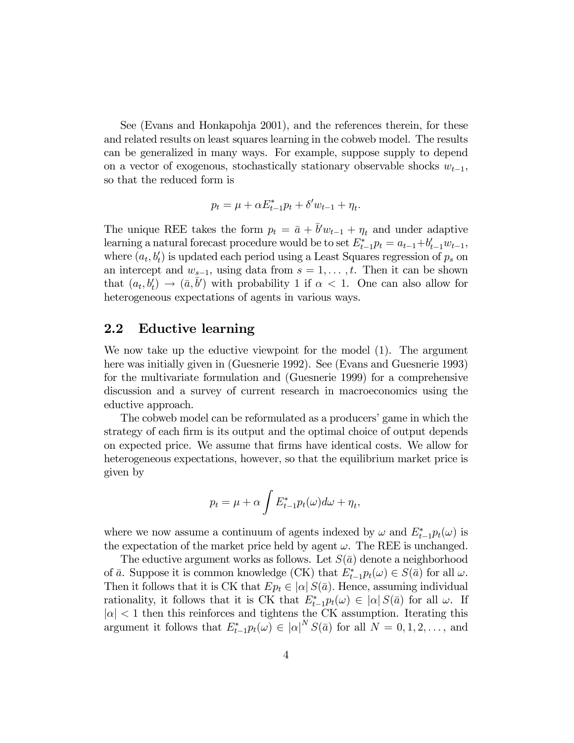See (Evans and Honkapohja 2001), and the references therein, for these and related results on least squares learning in the cobweb model. The results can be generalized in many ways. For example, suppose supply to depend on a vector of exogenous, stochastically stationary observable shocks $w_{t-1}$, so that the reduced form is

$$p_t = \mu + \alpha E^*_{t-1} p_t + \delta' w_{t-1} + \eta_t.$$

The unique REE takes the form $p_t = \bar{a} + \bar{b}' w_{t-1} + \eta_t$ and under adaptive learning a natural forecast procedure would be to set $E^*_{t-1} p_t = a_{t-1} + b'_{t-1} w_{t-1}$, where $(a_t, b'_t)$ is updated each period using a Least Squares regression of $p_s$ on an intercept and $w_{s-1}$, using data from $s = 1, \ldots, t$. Then it can be shown that $(a_t, b'_t) \to (\bar{a}, \bar{b}')$ with probability 1 if $\alpha < 1$. One can also allow for heterogeneous expectations of agents in various ways.

## 2.2 Eductive learning

We now take up the eductive viewpoint for the model (1). The argument here was initially given in (Guesnerie 1992). See (Evans and Guesnerie 1993) for the multivariate formulation and (Guesnerie 1999) for a comprehensive discussion and a survey of current research in macroeconomics using the eductive approach.

The cobweb model can be reformulated as a producers' game in which the strategy of each firm is its output and the optimal choice of output depends on expected price. We assume that firms have identical costs. We allow for heterogeneous expectations, however, so that the equilibrium market price is given by

$$p_t = \mu + \alpha \int E^*_{t-1} p_t(\omega) d\omega + \eta_t,$$

where we now assume a continuum of agents indexed by $\omega$ and $E^*_{t-1} p_t(\omega)$ is the expectation of the market price held by agent $\omega$. The REE is unchanged.

The eductive argument works as follows. Let $S(\bar{a})$ denote a neighborhood of $\bar{a}$. Suppose it is common knowledge (CK) that $E^*_{t-1} p_t(\omega) \in S(\bar{a})$ for all $\omega$. Then it follows that it is CK that $Ep_t \in |\alpha| S(\bar{a})$. Hence, assuming individual rationality, it follows that it is CK that $E^*_{t-1} p_t(\omega) \in |\alpha| S(\bar{a})$ for all $\omega$. If $|\alpha| < 1$ then this reinforces and tightens the CK assumption. Iterating this argument it follows that $E^*_{t-1} p_t(\omega) \in |\alpha|^N S(\bar{a})$ for all $N = 0, 1, 2, \ldots,$ and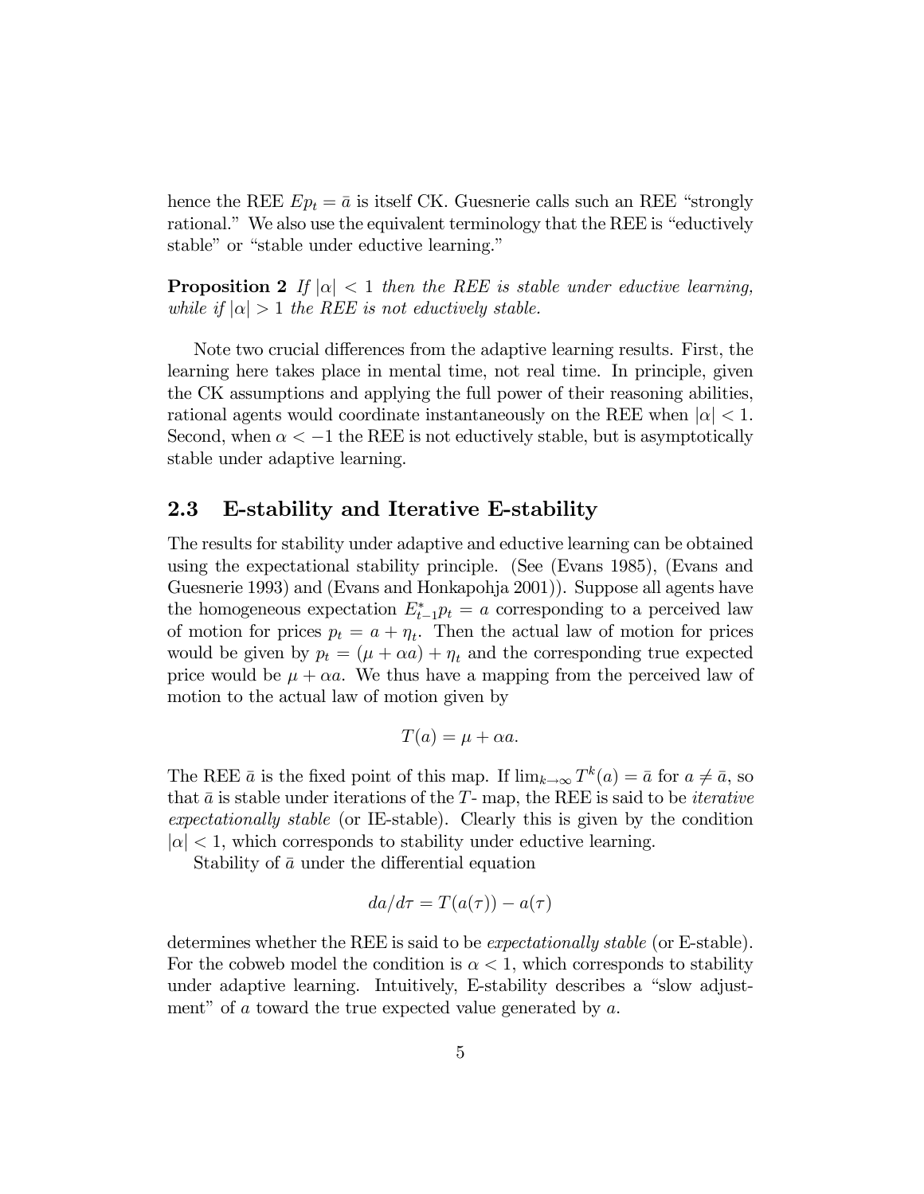hence the REE $Ep_t = \bar{a}$ is itself CK. Guesnerie calls such an REE "strongly rational." We also use the equivalent terminology that the REE is "eductively stable" or "stable under eductive learning."

**Proposition 2** *If $|\alpha| < 1$ then the REE is stable under eductive learning, while if $|\alpha| > 1$ the REE is not eductively stable.*

Note two crucial differences from the adaptive learning results. First, the learning here takes place in mental time, not real time. In principle, given the CK assumptions and applying the full power of their reasoning abilities, rational agents would coordinate instantaneously on the REE when $|\alpha| < 1$. Second, when $\alpha < -1$ the REE is not eductively stable, but is asymptotically stable under adaptive learning.

## 2.3 E-stability and Iterative E-stability

The results for stability under adaptive and eductive learning can be obtained using the expectational stability principle. (See (Evans 1985), (Evans and Guesnerie 1993) and (Evans and Honkapohja 2001)). Suppose all agents have the homogeneous expectation $E^*_{t-1}p_t = a$ corresponding to a perceived law of motion for prices $p_t = a + \eta_t$. Then the actual law of motion for prices would be given by $p_t = (\mu + \alpha a) + \eta_t$ and the corresponding true expected price would be $\mu + \alpha a$. We thus have a mapping from the perceived law of motion to the actual law of motion given by

$$T(a) = \mu + \alpha a.$$

The REE $\bar{a}$ is the fixed point of this map. If $\lim_{k \to \infty} T^k(a) = \bar{a}$ for $a \neq \bar{a}$, so that $\bar{a}$ is stable under iterations of the $T$- map, the REE is said to be *iterative expectationally stable* (or IE-stable). Clearly this is given by the condition $|\alpha| < 1$, which corresponds to stability under eductive learning.

Stability of $\bar{a}$ under the differential equation

$$da/d\tau = T(a(\tau)) - a(\tau)$$

determines whether the REE is said to be *expectationally stable* (or E-stable). For the cobweb model the condition is $\alpha < 1$, which corresponds to stability under adaptive learning. Intuitively, E-stability describes a "slow adjustment" of $a$ toward the true expected value generated by $a$.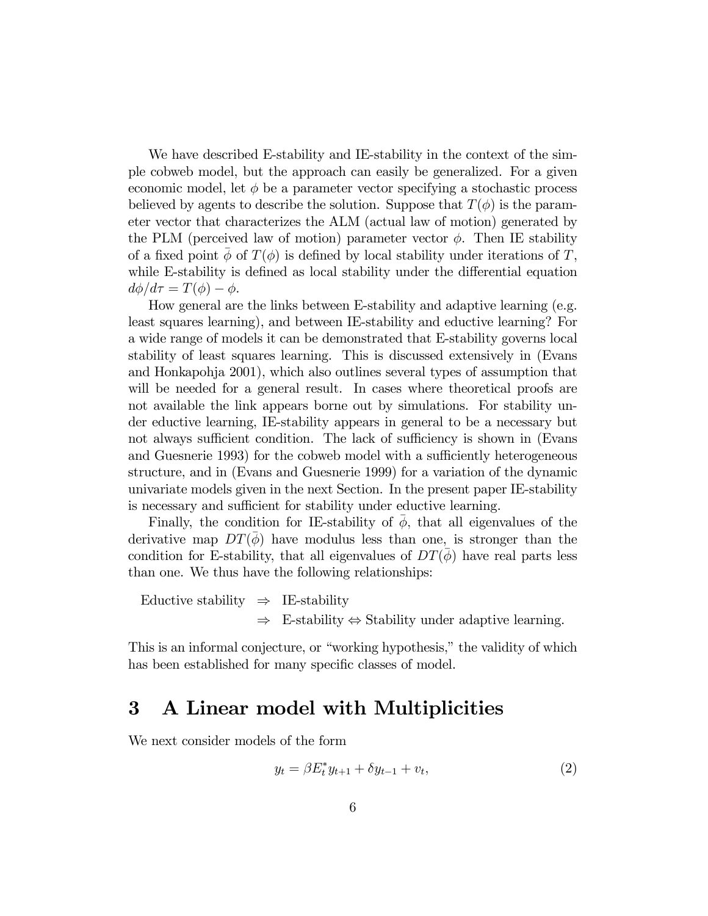We have described E-stability and IE-stability in the context of the simple cobweb model, but the approach can easily be generalized. For a given economic model, let $\phi$ be a parameter vector specifying a stochastic process believed by agents to describe the solution. Suppose that $T(\phi)$ is the parameter vector that characterizes the ALM (actual law of motion) generated by the PLM (perceived law of motion) parameter vector $\phi$. Then IE stability of a fixed point $\bar{\phi}$ of $T(\phi)$ is defined by local stability under iterations of $T$, while E-stability is defined as local stability under the differential equation $d\phi/d\tau = T(\phi) - \phi$.

How general are the links between E-stability and adaptive learning (e.g. least squares learning), and between IE-stability and eductive learning? For a wide range of models it can be demonstrated that E-stability governs local stability of least squares learning. This is discussed extensively in (Evans and Honkapohja 2001), which also outlines several types of assumption that will be needed for a general result. In cases where theoretical proofs are not available the link appears borne out by simulations. For stability under eductive learning, IE-stability appears in general to be a necessary but not always sufficient condition. The lack of sufficiency is shown in (Evans and Guesnerie 1993) for the cobweb model with a sufficiently heterogeneous structure, and in (Evans and Guesnerie 1999) for a variation of the dynamic univariate models given in the next Section. In the present paper IE-stability is necessary and sufficient for stability under eductive learning.

Finally, the condition for IE-stability of $\bar{\phi}$, that all eigenvalues of the derivative map $DT(\bar{\phi})$ have modulus less than one, is stronger than the condition for E-stability, that all eigenvalues of $DT(\bar{\phi})$ have real parts less than one. We thus have the following relationships:

$$
\begin{aligned}
\text{Eductive stability} \;&\Rightarrow\; \text{IE-stability} \\
&\Rightarrow\; \text{E-stability} \Leftrightarrow \text{Stability under adaptive learning.}
\end{aligned}
$$

This is an informal conjecture, or "working hypothesis," the validity of which has been established for many specific classes of model.

# 3 A Linear model with Multiplicities

We next consider models of the form

$$y_t = \beta E_t^* y_{t+1} + \delta y_{t-1} + v_t, \tag{2}$$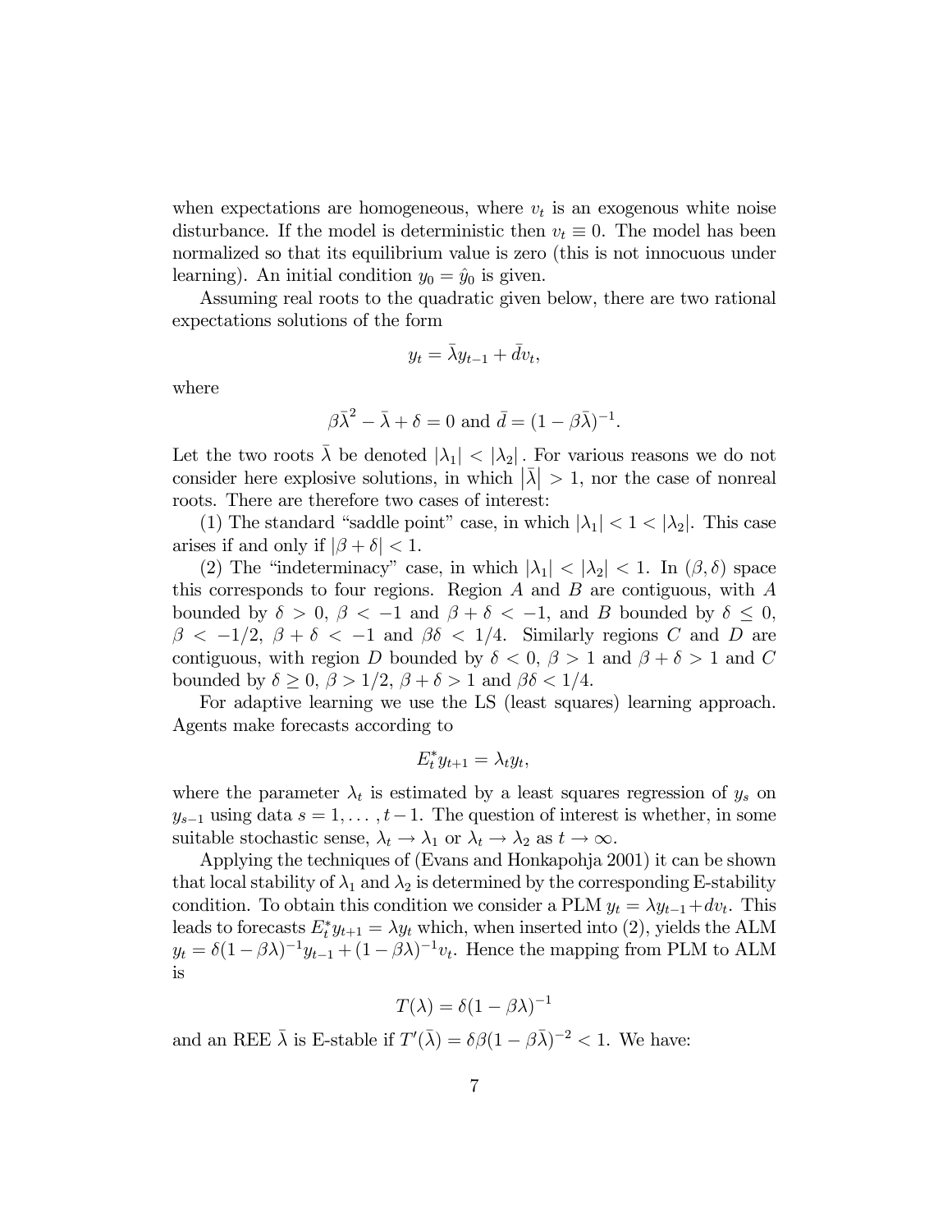when expectations are homogeneous, where $v_t$ is an exogenous white noise disturbance. If the model is deterministic then $v_t \equiv 0$. The model has been normalized so that its equilibrium value is zero (this is not innocuous under learning). An initial condition $y_0 = \hat{y}_0$ is given.

Assuming real roots to the quadratic given below, there are two rational expectations solutions of the form

$$y_t = \bar{\lambda} y_{t-1} + \bar{d} v_t,$$

where

$$\beta \bar{\lambda}^2 - \bar{\lambda} + \delta = 0 \text{ and } \bar{d} = (1 - \beta \bar{\lambda})^{-1}.$$

Let the two roots $\bar{\lambda}$ be denoted $|\lambda_1| < |\lambda_2|$. For various reasons we do not consider here explosive solutions, in which $|\bar{\lambda}| > 1$, nor the case of nonreal roots. There are therefore two cases of interest:

(1) The standard "saddle point" case, in which $|\lambda_1| < 1 < |\lambda_2|$. This case arises if and only if $|\beta + \delta| < 1$.

(2) The "indeterminacy" case, in which $|\lambda_1| < |\lambda_2| < 1$. In $(\beta, \delta)$ space this corresponds to four regions. Region $A$ and $B$ are contiguous, with $A$ bounded by $\delta > 0$, $\beta < -1$ and $\beta + \delta < -1$, and $B$ bounded by $\delta \leq 0$, $\beta < -1/2$, $\beta + \delta < -1$ and $\beta\delta < 1/4$. Similarly regions $C$ and $D$ are contiguous, with region $D$ bounded by $\delta < 0$, $\beta > 1$ and $\beta + \delta > 1$ and $C$ bounded by $\delta \geq 0$, $\beta > 1/2$, $\beta + \delta > 1$ and $\beta\delta < 1/4$.

For adaptive learning we use the LS (least squares) learning approach. Agents make forecasts according to

$$E_t^* y_{t+1} = \lambda_t y_t,$$

where the parameter $\lambda_t$ is estimated by a least squares regression of $y_s$ on $y_{s-1}$ using data $s = 1, \ldots, t-1$. The question of interest is whether, in some suitable stochastic sense, $\lambda_t \to \lambda_1$ or $\lambda_t \to \lambda_2$ as $t \to \infty$.

Applying the techniques of (Evans and Honkapohja 2001) it can be shown that local stability of $\lambda_1$ and $\lambda_2$ is determined by the corresponding E-stability condition. To obtain this condition we consider a PLM $y_t = \lambda y_{t-1} + d v_t$. This leads to forecasts $E_t^* y_{t+1} = \lambda y_t$ which, when inserted into (2), yields the ALM $y_t = \delta(1 - \beta\lambda)^{-1} y_{t-1} + (1 - \beta\lambda)^{-1} v_t$. Hence the mapping from PLM to ALM is

$$T(\lambda) = \delta(1 - \beta\lambda)^{-1}$$

and an REE $\bar{\lambda}$ is E-stable if $T'(\bar{\lambda}) = \delta\beta(1 - \beta\bar{\lambda})^{-2} < 1$. We have: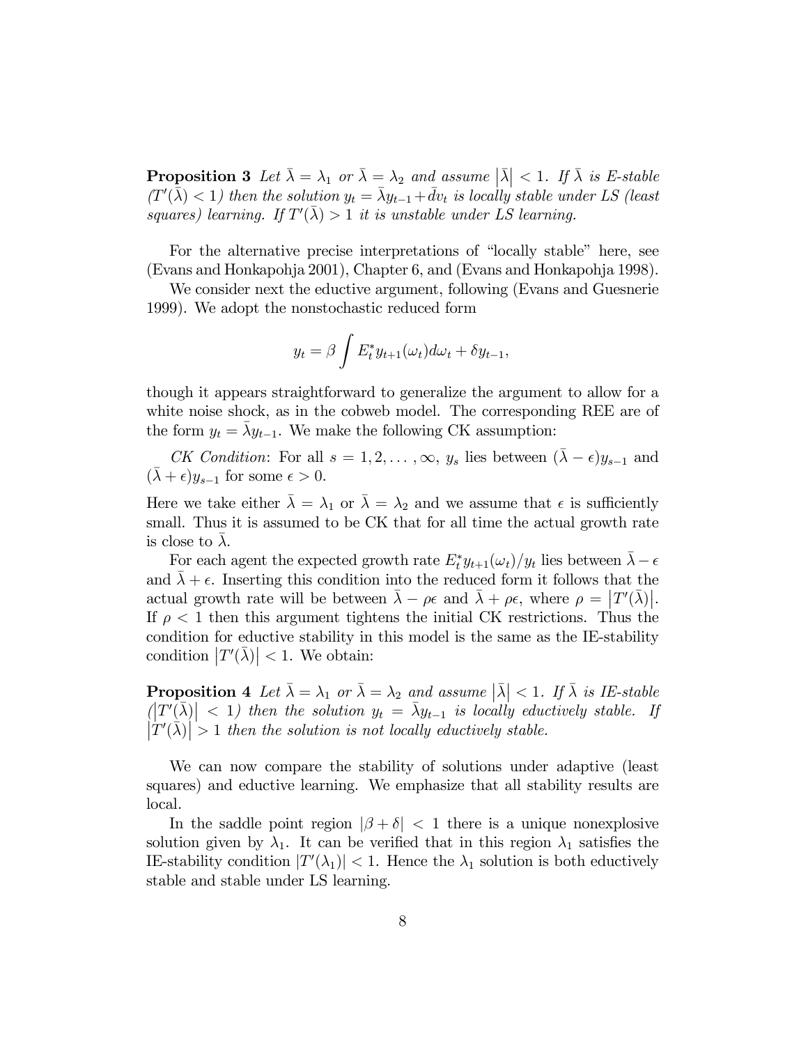**Proposition 3** *Let $\bar{\lambda} = \lambda_1$ or $\bar{\lambda} = \lambda_2$ and assume $|\bar{\lambda}| < 1$. If $\bar{\lambda}$ is E-stable ($T'(\bar{\lambda}) < 1$) then the solution $y_t = \bar{\lambda} y_{t-1} + \bar{d} v_t$ is locally stable under LS (least squares) learning. If $T'(\bar{\lambda}) > 1$ it is unstable under LS learning.*

For the alternative precise interpretations of "locally stable" here, see (Evans and Honkapohja 2001), Chapter 6, and (Evans and Honkapohja 1998).

We consider next the eductive argument, following (Evans and Guesnerie 1999). We adopt the nonstochastic reduced form

$$y_t = \beta \int E_t^* y_{t+1}(\omega_t) d\omega_t + \delta y_{t-1},$$

though it appears straightforward to generalize the argument to allow for a white noise shock, as in the cobweb model. The corresponding REE are of the form $y_t = \bar{\lambda} y_{t-1}$. We make the following CK assumption:

*CK Condition*: For all $s = 1, 2, \ldots, \infty$, $y_s$ lies between $(\bar{\lambda} - \epsilon) y_{s-1}$ and $(\bar{\lambda} + \epsilon) y_{s-1}$ for some $\epsilon > 0$.

Here we take either $\bar{\lambda} = \lambda_1$ or $\bar{\lambda} = \lambda_2$ and we assume that $\epsilon$ is sufficiently small. Thus it is assumed to be CK that for all time the actual growth rate is close to $\bar{\lambda}$.

For each agent the expected growth rate $E_t^* y_{t+1}(\omega_t)/y_t$ lies between $\bar{\lambda} - \epsilon$ and $\bar{\lambda} + \epsilon$. Inserting this condition into the reduced form it follows that the actual growth rate will be between $\bar{\lambda} - \rho\epsilon$ and $\bar{\lambda} + \rho\epsilon$, where $\rho = |T'(\bar{\lambda})|$. If $\rho < 1$ then this argument tightens the initial CK restrictions. Thus the condition for eductive stability in this model is the same as the IE-stability condition $|T'(\bar{\lambda})| < 1$. We obtain:

**Proposition 4** *Let $\bar{\lambda} = \lambda_1$ or $\bar{\lambda} = \lambda_2$ and assume $|\bar{\lambda}| < 1$. If $\bar{\lambda}$ is IE-stable ($|T'(\bar{\lambda})| < 1$) then the solution $y_t = \bar{\lambda} y_{t-1}$ is locally eductively stable. If $|T'(\bar{\lambda})| > 1$ then the solution is not locally eductively stable.*

We can now compare the stability of solutions under adaptive (least squares) and eductive learning. We emphasize that all stability results are local.

In the saddle point region $|\beta + \delta| < 1$ there is a unique nonexplosive solution given by $\lambda_1$. It can be verified that in this region $\lambda_1$ satisfies the IE-stability condition $|T'(\lambda_1)| < 1$. Hence the $\lambda_1$ solution is both eductively stable and stable under LS learning.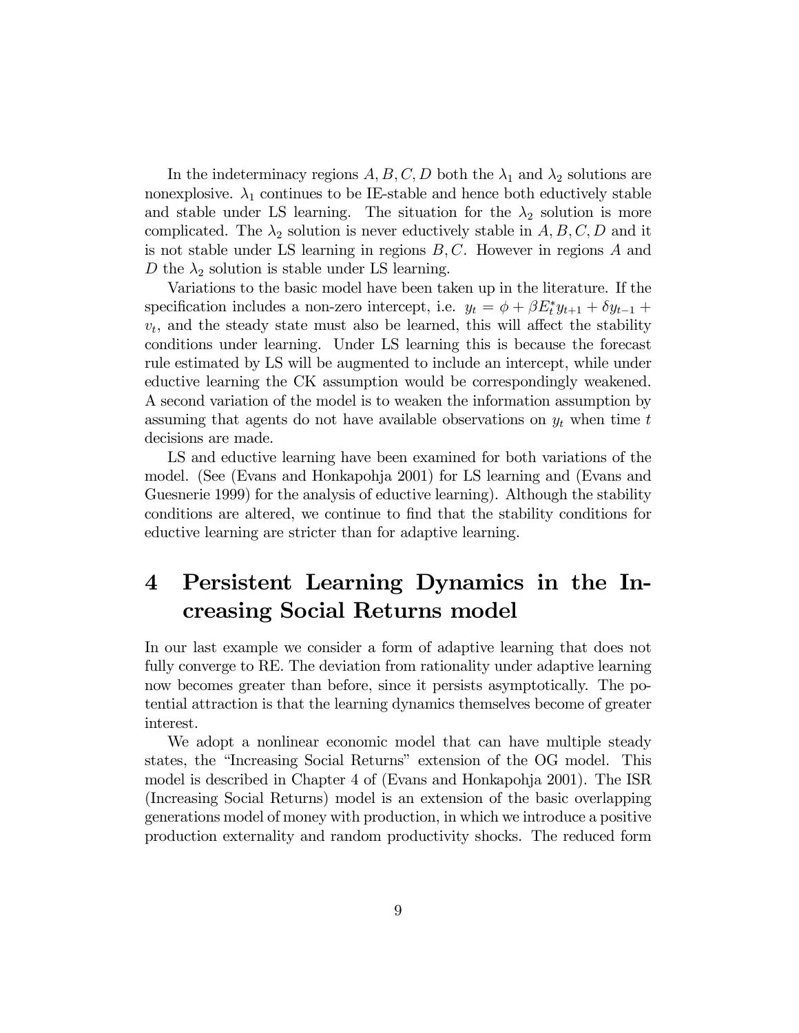In the indeterminacy regions $A, B, C, D$ both the $\lambda_1$ and $\lambda_2$ solutions are nonexplosive. $\lambda_1$ continues to be IE-stable and hence both eductively stable and stable under LS learning. The situation for the $\lambda_2$ solution is more complicated. The $\lambda_2$ solution is never eductively stable in $A, B, C, D$ and it is not stable under LS learning in regions $B, C$. However in regions $A$ and $D$ the $\lambda_2$ solution is stable under LS learning.

Variations to the basic model have been taken up in the literature. If the specification includes a non-zero intercept, i.e. $y_t = \phi + \beta E_t^* y_{t+1} + \delta y_{t-1} + v_t$, and the steady state must also be learned, this will affect the stability conditions under learning. Under LS learning this is because the forecast rule estimated by LS will be augmented to include an intercept, while under eductive learning the CK assumption would be correspondingly weakened. A second variation of the model is to weaken the information assumption by assuming that agents do not have available observations on $y_t$ when time $t$ decisions are made.

LS and eductive learning have been examined for both variations of the model. (See (Evans and Honkapohja 2001) for LS learning and (Evans and Guesnerie 1999) for the analysis of eductive learning). Although the stability conditions are altered, we continue to find that the stability conditions for eductive learning are stricter than for adaptive learning.

# 4 Persistent Learning Dynamics in the Increasing Social Returns model

In our last example we consider a form of adaptive learning that does not fully converge to RE. The deviation from rationality under adaptive learning now becomes greater than before, since it persists asymptotically. The potential attraction is that the learning dynamics themselves become of greater interest.

We adopt a nonlinear economic model that can have multiple steady states, the "Increasing Social Returns" extension of the OG model. This model is described in Chapter 4 of (Evans and Honkapohja 2001). The ISR (Increasing Social Returns) model is an extension of the basic overlapping generations model of money with production, in which we introduce a positive production externality and random productivity shocks. The reduced form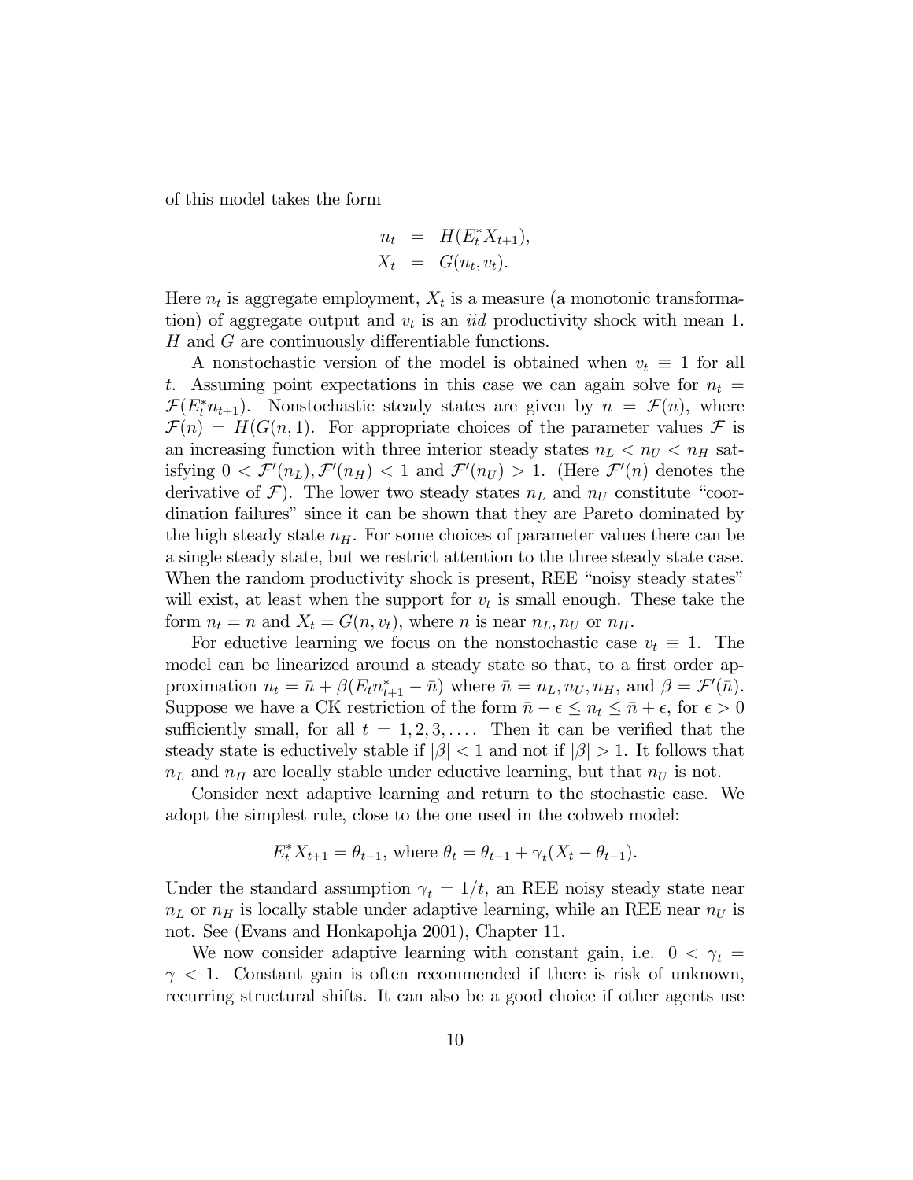of this model takes the form

$$\begin{aligned} n_t &= H(E_t^* X_{t+1}), \\ X_t &= G(n_t, v_t). \end{aligned}$$

Here $n_t$ is aggregate employment, $X_t$ is a measure (a monotonic transformation) of aggregate output and $v_t$ is an *iid* productivity shock with mean 1. $H$ and $G$ are continuously differentiable functions.

A nonstochastic version of the model is obtained when $v_t \equiv 1$ for all $t$. Assuming point expectations in this case we can again solve for $n_t = \mathcal{F}(E_t^* n_{t+1})$. Nonstochastic steady states are given by $n = \mathcal{F}(n)$, where $\mathcal{F}(n) = H(G(n, 1)$. For appropriate choices of the parameter values $\mathcal{F}$ is an increasing function with three interior steady states $n_L < n_U < n_H$ satisfying $0 < \mathcal{F}'(n_L), \mathcal{F}'(n_H) < 1$ and $\mathcal{F}'(n_U) > 1$. (Here $\mathcal{F}'(n)$ denotes the derivative of $\mathcal{F}$). The lower two steady states $n_L$ and $n_U$ constitute "coordination failures" since it can be shown that they are Pareto dominated by the high steady state $n_H$. For some choices of parameter values there can be a single steady state, but we restrict attention to the three steady state case. When the random productivity shock is present, REE "noisy steady states" will exist, at least when the support for $v_t$ is small enough. These take the form $n_t = n$ and $X_t = G(n, v_t)$, where $n$ is near $n_L, n_U$ or $n_H$.

For eductive learning we focus on the nonstochastic case $v_t \equiv 1$. The model can be linearized around a steady state so that, to a first order approximation $n_t = \bar{n} + \beta(E_t n_{t+1}^* - \bar{n})$ where $\bar{n} = n_L, n_U, n_H$, and $\beta = \mathcal{F}'(\bar{n})$. Suppose we have a CK restriction of the form $\bar{n} - \epsilon \leq n_t \leq \bar{n} + \epsilon$, for $\epsilon > 0$ sufficiently small, for all $t = 1, 2, 3, \ldots$. Then it can be verified that the steady state is eductively stable if $|\beta| < 1$ and not if $|\beta| > 1$. It follows that $n_L$ and $n_H$ are locally stable under eductive learning, but that $n_U$ is not.

Consider next adaptive learning and return to the stochastic case. We adopt the simplest rule, close to the one used in the cobweb model:

$$E_t^* X_{t+1} = \theta_{t-1}, \text{ where } \theta_t = \theta_{t-1} + \gamma_t(X_t - \theta_{t-1}).$$

Under the standard assumption $\gamma_t = 1/t$, an REE noisy steady state near $n_L$ or $n_H$ is locally stable under adaptive learning, while an REE near $n_U$ is not. See (Evans and Honkapohja 2001), Chapter 11.

We now consider adaptive learning with constant gain, i.e. $0 < \gamma_t = \gamma < 1$. Constant gain is often recommended if there is risk of unknown, recurring structural shifts. It can also be a good choice if other agents use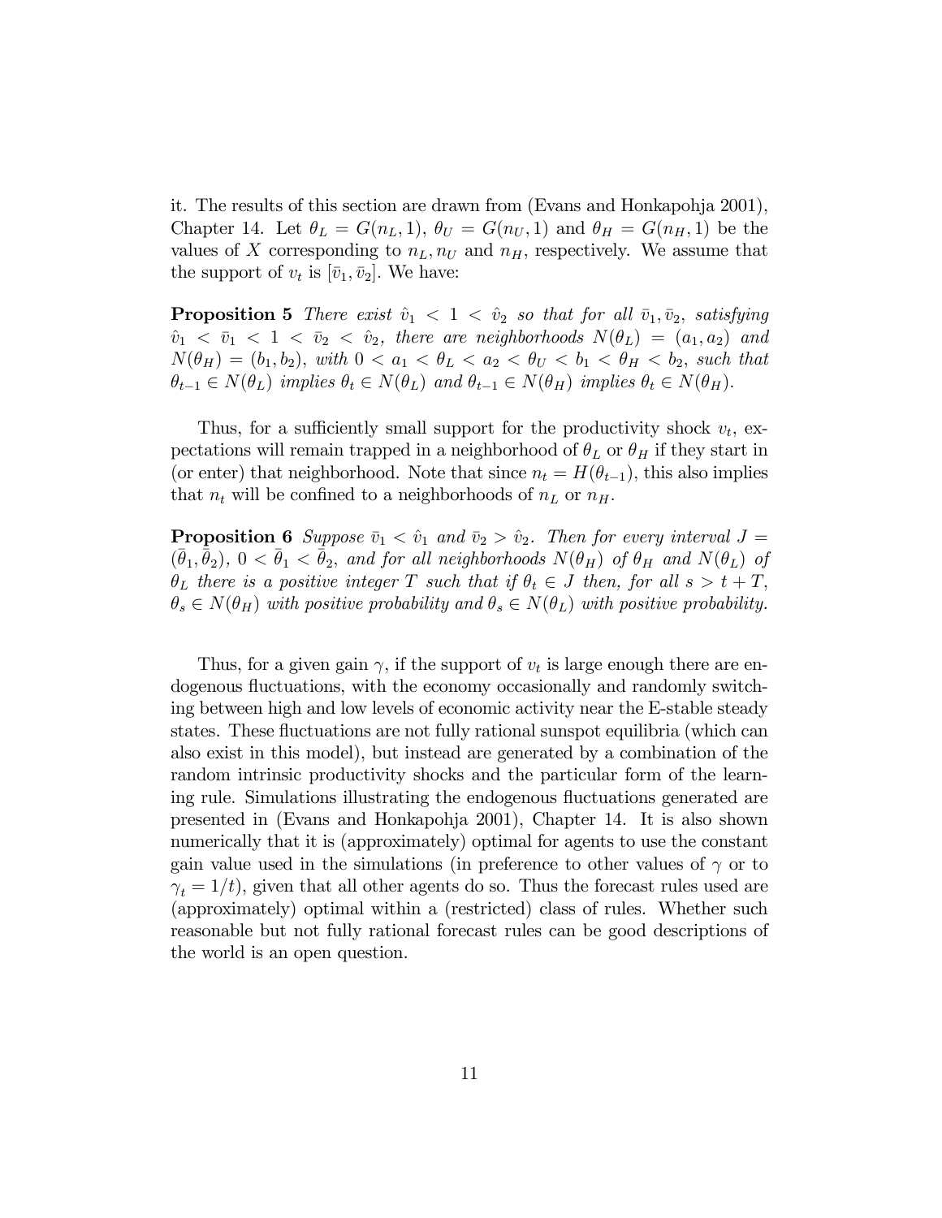it. The results of this section are drawn from (Evans and Honkapohja 2001), Chapter 14. Let $\theta_L = G(n_L, 1)$, $\theta_U = G(n_U, 1)$ and $\theta_H = G(n_H, 1)$ be the values of $X$ corresponding to $n_L, n_U$ and $n_H$, respectively. We assume that the support of $v_t$ is $[\bar{v}_1, \bar{v}_2]$. We have:

**Proposition 5** *There exist $\hat{v}_1 < 1 < \hat{v}_2$ so that for all $\bar{v}_1, \bar{v}_2$, satisfying $\hat{v}_1 < \bar{v}_1 < 1 < \bar{v}_2 < \hat{v}_2$, there are neighborhoods $N(\theta_L) = (a_1, a_2)$ and $N(\theta_H) = (b_1, b_2)$, with $0 < a_1 < \theta_L < a_2 < \theta_U < b_1 < \theta_H < b_2$, such that $\theta_{t-1} \in N(\theta_L)$ implies $\theta_t \in N(\theta_L)$ and $\theta_{t-1} \in N(\theta_H)$ implies $\theta_t \in N(\theta_H)$.*

Thus, for a sufficiently small support for the productivity shock $v_t$, expectations will remain trapped in a neighborhood of $\theta_L$ or $\theta_H$ if they start in (or enter) that neighborhood. Note that since $n_t = H(\theta_{t-1})$, this also implies that $n_t$ will be confined to a neighborhoods of $n_L$ or $n_H$.

**Proposition 6** *Suppose $\bar{v}_1 < \hat{v}_1$ and $\bar{v}_2 > \hat{v}_2$. Then for every interval $J = (\bar{\theta}_1, \bar{\theta}_2)$, $0 < \bar{\theta}_1 < \bar{\theta}_2$, and for all neighborhoods $N(\theta_H)$ of $\theta_H$ and $N(\theta_L)$ of $\theta_L$ there is a positive integer $T$ such that if $\theta_t \in J$ then, for all $s > t + T$, $\theta_s \in N(\theta_H)$ with positive probability and $\theta_s \in N(\theta_L)$ with positive probability.*

Thus, for a given gain $\gamma$, if the support of $v_t$ is large enough there are endogenous fluctuations, with the economy occasionally and randomly switching between high and low levels of economic activity near the E-stable steady states. These fluctuations are not fully rational sunspot equilibria (which can also exist in this model), but instead are generated by a combination of the random intrinsic productivity shocks and the particular form of the learning rule. Simulations illustrating the endogenous fluctuations generated are presented in (Evans and Honkapohja 2001), Chapter 14. It is also shown numerically that it is (approximately) optimal for agents to use the constant gain value used in the simulations (in preference to other values of $\gamma$ or to $\gamma_t = 1/t$), given that all other agents do so. Thus the forecast rules used are (approximately) optimal within a (restricted) class of rules. Whether such reasonable but not fully rational forecast rules can be good descriptions of the world is an open question.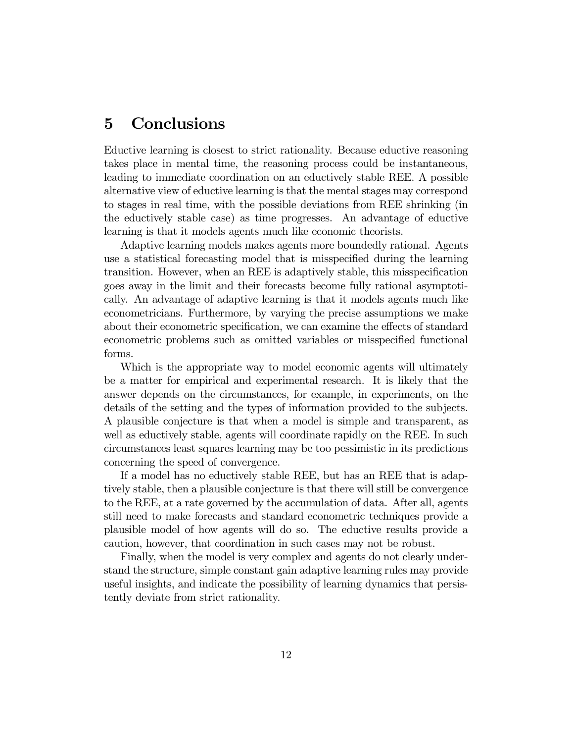## 5 Conclusions

Eductive learning is closest to strict rationality. Because eductive reasoning takes place in mental time, the reasoning process could be instantaneous, leading to immediate coordination on an eductively stable REE. A possible alternative view of eductive learning is that the mental stages may correspond to stages in real time, with the possible deviations from REE shrinking (in the eductively stable case) as time progresses. An advantage of eductive learning is that it models agents much like economic theorists.

Adaptive learning models makes agents more boundedly rational. Agents use a statistical forecasting model that is misspecified during the learning transition. However, when an REE is adaptively stable, this misspecification goes away in the limit and their forecasts become fully rational asymptotically. An advantage of adaptive learning is that it models agents much like econometricians. Furthermore, by varying the precise assumptions we make about their econometric specification, we can examine the effects of standard econometric problems such as omitted variables or misspecified functional forms.

Which is the appropriate way to model economic agents will ultimately be a matter for empirical and experimental research. It is likely that the answer depends on the circumstances, for example, in experiments, on the details of the setting and the types of information provided to the subjects. A plausible conjecture is that when a model is simple and transparent, as well as eductively stable, agents will coordinate rapidly on the REE. In such circumstances least squares learning may be too pessimistic in its predictions concerning the speed of convergence.

If a model has no eductively stable REE, but has an REE that is adaptively stable, then a plausible conjecture is that there will still be convergence to the REE, at a rate governed by the accumulation of data. After all, agents still need to make forecasts and standard econometric techniques provide a plausible model of how agents will do so. The eductive results provide a caution, however, that coordination in such cases may not be robust.

Finally, when the model is very complex and agents do not clearly understand the structure, simple constant gain adaptive learning rules may provide useful insights, and indicate the possibility of learning dynamics that persistently deviate from strict rationality.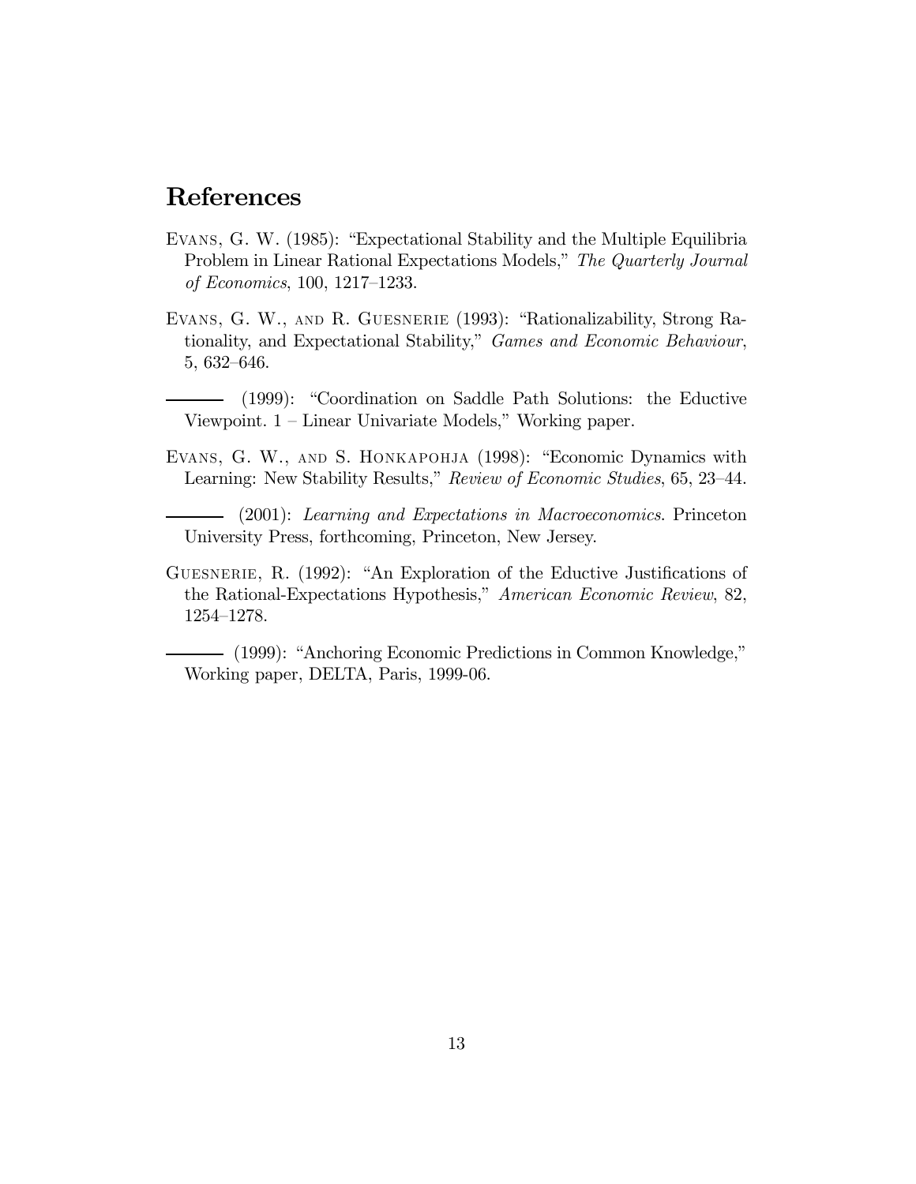## References

Evans, G. W. (1985): "Expectational Stability and the Multiple Equilibria Problem in Linear Rational Expectations Models," *The Quarterly Journal of Economics*, 100, 1217–1233.

Evans, G. W., and R. Guesnerie (1993): "Rationalizability, Strong Rationality, and Expectational Stability," *Games and Economic Behaviour*, 5, 632–646.

——— (1999): "Coordination on Saddle Path Solutions: the Eductive Viewpoint. 1 – Linear Univariate Models," Working paper.

Evans, G. W., and S. Honkapohja (1998): "Economic Dynamics with Learning: New Stability Results," *Review of Economic Studies*, 65, 23–44.

——— (2001): *Learning and Expectations in Macroeconomics*. Princeton University Press, forthcoming, Princeton, New Jersey.

Guesnerie, R. (1992): "An Exploration of the Eductive Justifications of the Rational-Expectations Hypothesis," *American Economic Review*, 82, 1254–1278.

——— (1999): "Anchoring Economic Predictions in Common Knowledge," Working paper, DELTA, Paris, 1999-06.